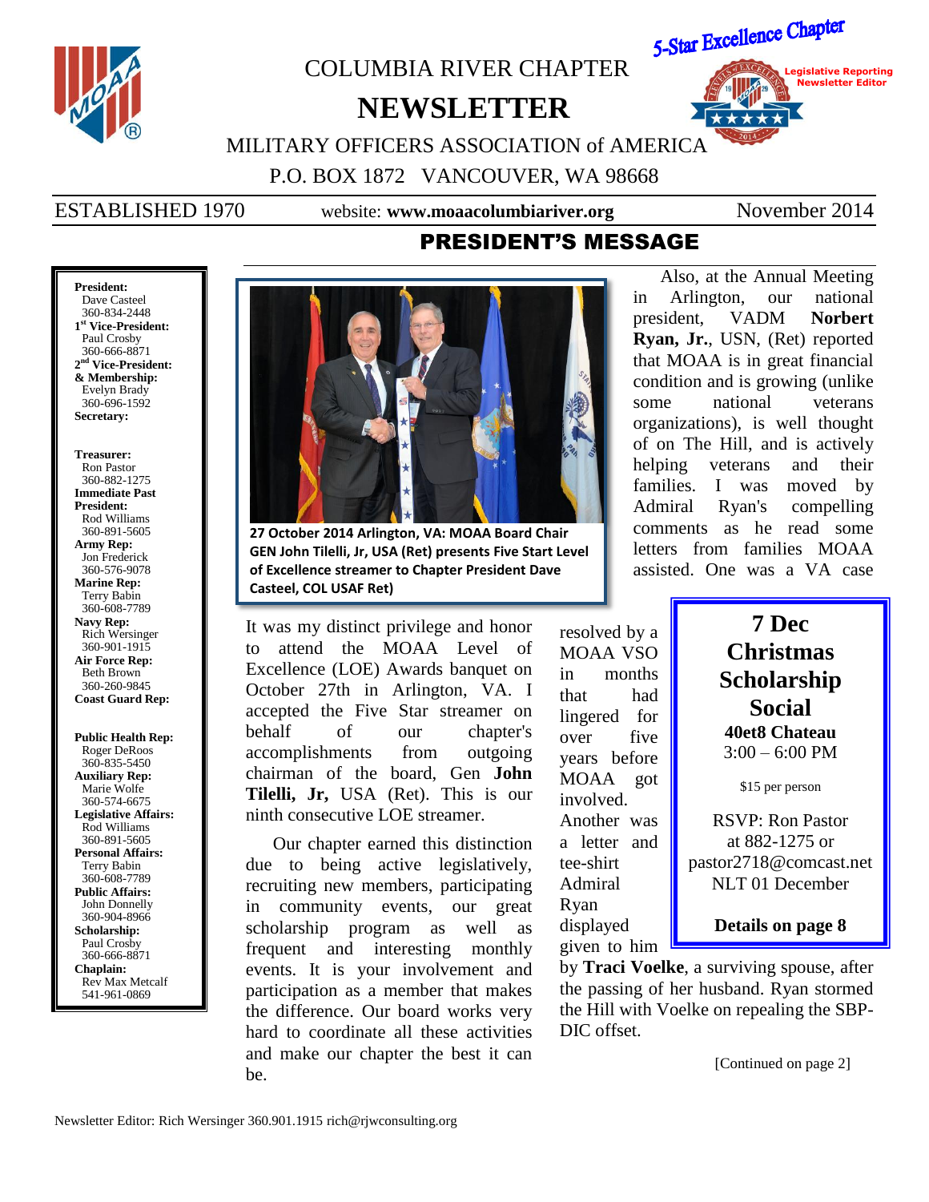# COLUMBIA RIVER CHAPTER

# NEWSLETTER

MILITARY OFFICERS ASSOCIATION of AMERICA

P.O. BOX 1872 VANCOUVER, WA 98668

5-Star Excellence Chapter

Legislative Reporting
Newsletter Editor

ESTABLISHED 1970 | website: **www.moaacolumbiariver.org** | November 2014

**President:**
Dave Casteel
360-834-2448

**1st Vice-President:**
Paul Crosby
360-666-8871

**2nd Vice-President: & Membership:**
Evelyn Brady
360-696-1592

**Secretary:**

**Treasurer:**
Ron Pastor
360-882-1275

**Immediate Past President:**
Rod Williams
360-891-5605

**Army Rep:**
Jon Frederick
360-576-9078

**Marine Rep:**
Terry Babin
360-608-7789

**Navy Rep:**
Rich Wersinger
360-901-1915

**Air Force Rep:**
Beth Brown
360-260-9845

**Coast Guard Rep:**

**Public Health Rep:**
Roger DeRoos
360-835-5450

**Auxiliary Rep:**
Marie Wolfe
360-574-6675

**Legislative Affairs:**
Rod Williams
360-891-5605

**Personal Affairs:**
Terry Babin
360-608-7789

**Public Affairs:**
John Donnelly
360-904-8966

**Scholarship:**
Paul Crosby
360-666-8871

**Chaplain:**
Rev Max Metcalf
541-961-0869

## PRESIDENT'S MESSAGE

**27 October 2014 Arlington, VA: MOAA Board Chair GEN John Tilelli, Jr, USA (Ret) presents Five Start Level of Excellence streamer to Chapter President Dave Casteel, COL USAF Ret)**

It was my distinct privilege and honor to attend the MOAA Level of Excellence (LOE) Awards banquet on October 27th in Arlington, VA. I accepted the Five Star streamer on behalf of our chapter's accomplishments from outgoing chairman of the board, Gen **John Tilelli, Jr,** USA (Ret). This is our ninth consecutive LOE streamer.

Our chapter earned this distinction due to being active legislatively, recruiting new members, participating in community events, our great scholarship program as well as frequent and interesting monthly events. It is your involvement and participation as a member that makes the difference. Our board works very hard to coordinate all these activities and make our chapter the best it can be.

Also, at the Annual Meeting in Arlington, our national president, VADM **Norbert Ryan, Jr.**, USN, (Ret) reported that MOAA is in great financial condition and is growing (unlike some national veterans organizations), is well thought of on The Hill, and is actively helping veterans and their families. I was moved by Admiral Ryan's compelling comments as he read some letters from families MOAA assisted. One was a VA case resolved by a MOAA VSO in months that had lingered for over five years before MOAA got involved. Another was a letter and tee-shirt Admiral Ryan displayed given to him by **Traci Voelke**, a surviving spouse, after the passing of her husband. Ryan stormed the Hill with Voelke on repealing the SBP-DIC offset.

[Continued on page 2]

---

### 7 Dec Christmas Scholarship Social

**40et8 Chateau**
3:00 – 6:00 PM

$15 per person

RSVP: Ron Pastor
at 882-1275 or
pastor2718@comcast.net
NLT 01 December

**Details on page 8**

---

Newsletter Editor: Rich Wersinger 360.901.1915 rich@rjwconsulting.org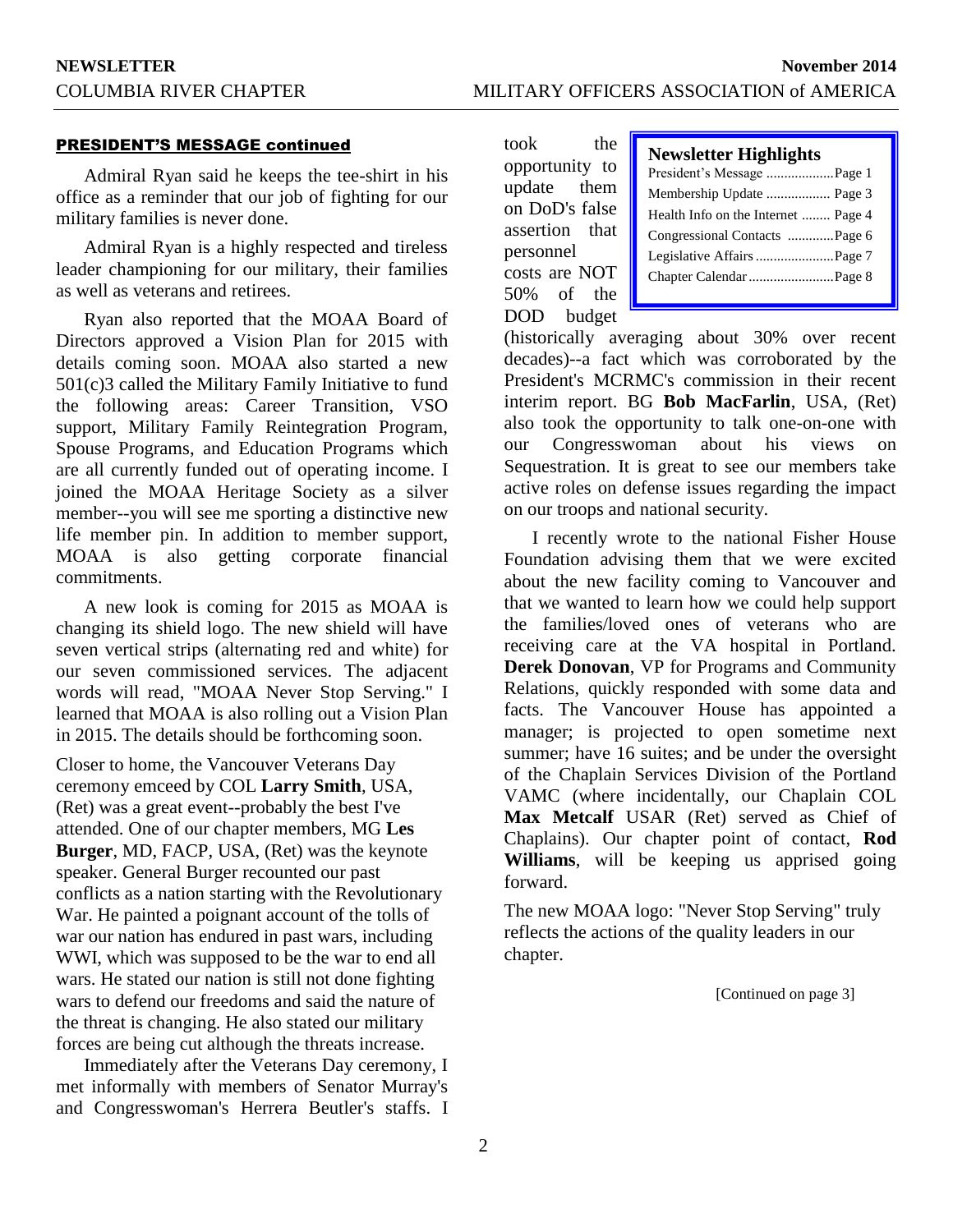## PRESIDENT'S MESSAGE continued

Admiral Ryan said he keeps the tee-shirt in his office as a reminder that our job of fighting for our military families is never done.

Admiral Ryan is a highly respected and tireless leader championing for our military, their families as well as veterans and retirees.

Ryan also reported that the MOAA Board of Directors approved a Vision Plan for 2015 with details coming soon. MOAA also started a new 501(c)3 called the Military Family Initiative to fund the following areas: Career Transition, VSO support, Military Family Reintegration Program, Spouse Programs, and Education Programs which are all currently funded out of operating income. I joined the MOAA Heritage Society as a silver member--you will see me sporting a distinctive new life member pin. In addition to member support, MOAA is also getting corporate financial commitments.

A new look is coming for 2015 as MOAA is changing its shield logo. The new shield will have seven vertical strips (alternating red and white) for our seven commissioned services. The adjacent words will read, "MOAA Never Stop Serving." I learned that MOAA is also rolling out a Vision Plan in 2015. The details should be forthcoming soon.

Closer to home, the Vancouver Veterans Day ceremony emceed by COL **Larry Smith**, USA, (Ret) was a great event--probably the best I've attended. One of our chapter members, MG **Les Burger**, MD, FACP, USA, (Ret) was the keynote speaker. General Burger recounted our past conflicts as a nation starting with the Revolutionary War. He painted a poignant account of the tolls of war our nation has endured in past wars, including WWI, which was supposed to be the war to end all wars. He stated our nation is still not done fighting wars to defend our freedoms and said the nature of the threat is changing. He also stated our military forces are being cut although the threats increase.

Immediately after the Veterans Day ceremony, I met informally with members of Senator Murray's and Congresswoman's Herrera Beutler's staffs. I took the opportunity to update them on DoD's false assertion that personnel costs are NOT 50% of the DOD budget (historically averaging about 30% over recent decades)--a fact which was corroborated by the President's MCRMC's commission in their recent interim report. BG **Bob MacFarlin**, USA, (Ret) also took the opportunity to talk one-on-one with our Congresswoman about his views on Sequestration. It is great to see our members take active roles on defense issues regarding the impact on our troops and national security.

### Newsletter Highlights

- President's Message ................... Page 1
- Membership Update .................. Page 3
- Health Info on the Internet ........ Page 4
- Congressional Contacts ............ Page 6
- Legislative Affairs ...................... Page 7
- Chapter Calendar ........................ Page 8

I recently wrote to the national Fisher House Foundation advising them that we were excited about the new facility coming to Vancouver and that we wanted to learn how we could help support the families/loved ones of veterans who are receiving care at the VA hospital in Portland. **Derek Donovan**, VP for Programs and Community Relations, quickly responded with some data and facts. The Vancouver House has appointed a manager; is projected to open sometime next summer; have 16 suites; and be under the oversight of the Chaplain Services Division of the Portland VAMC (where incidentally, our Chaplain COL **Max Metcalf** USAR (Ret) served as Chief of Chaplains). Our chapter point of contact, **Rod Williams**, will be keeping us apprised going forward.

The new MOAA logo: "Never Stop Serving" truly reflects the actions of the quality leaders in our chapter.

[Continued on page 3]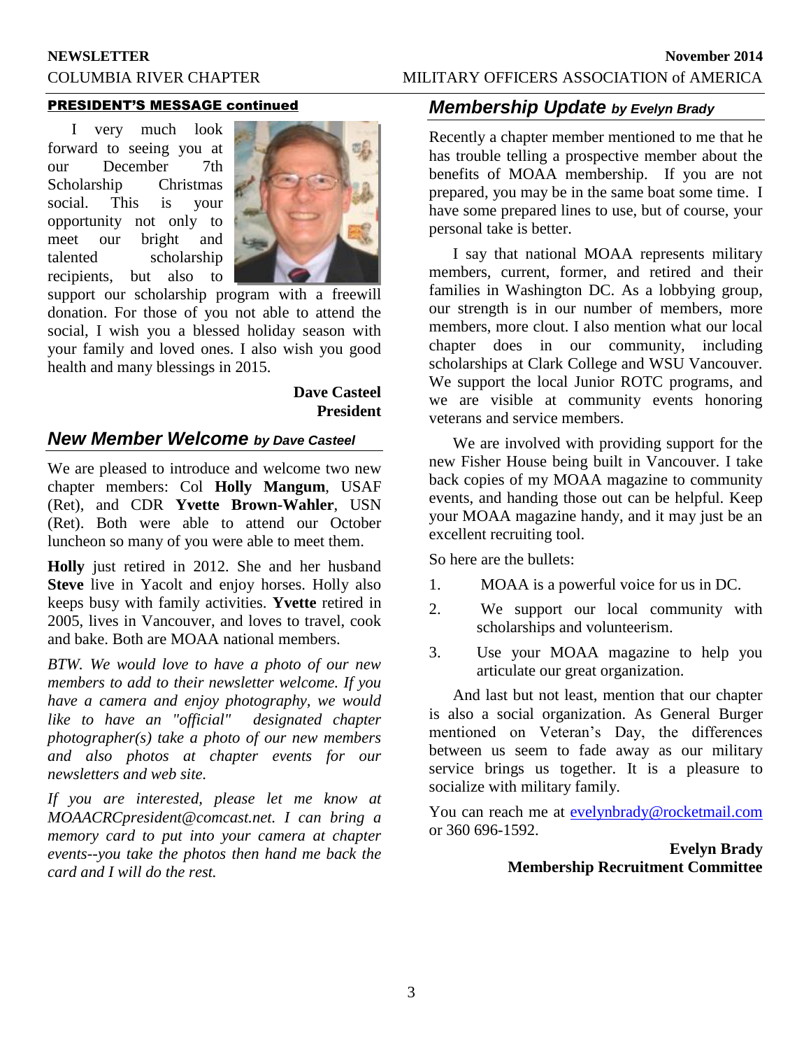## PRESIDENT'S MESSAGE continued

I very much look forward to seeing you at our December 7th Scholarship Christmas social. This is your opportunity not only to meet our bright and talented scholarship recipients, but also to support our scholarship program with a freewill donation. For those of you not able to attend the social, I wish you a blessed holiday season with your family and loved ones. I also wish you good health and many blessings in 2015.

**Dave Casteel**
**President**

## *New Member Welcome* *by Dave Casteel*

We are pleased to introduce and welcome two new chapter members: Col **Holly Mangum**, USAF (Ret), and CDR **Yvette Brown-Wahler**, USN (Ret). Both were able to attend our October luncheon so many of you were able to meet them.

**Holly** just retired in 2012. She and her husband **Steve** live in Yacolt and enjoy horses. Holly also keeps busy with family activities. **Yvette** retired in 2005, lives in Vancouver, and loves to travel, cook and bake. Both are MOAA national members.

*BTW. We would love to have a photo of our new members to add to their newsletter welcome. If you have a camera and enjoy photography, we would like to have an "official" designated chapter photographer(s) take a photo of our new members and also photos at chapter events for our newsletters and web site.*

*If you are interested, please let me know at MOAACRCpresident@comcast.net. I can bring a memory card to put into your camera at chapter events--you take the photos then hand me back the card and I will do the rest.*

## *Membership Update* *by Evelyn Brady*

Recently a chapter member mentioned to me that he has trouble telling a prospective member about the benefits of MOAA membership. If you are not prepared, you may be in the same boat some time. I have some prepared lines to use, but of course, your personal take is better.

I say that national MOAA represents military members, current, former, and retired and their families in Washington DC. As a lobbying group, our strength is in our number of members, more members, more clout. I also mention what our local chapter does in our community, including scholarships at Clark College and WSU Vancouver. We support the local Junior ROTC programs, and we are visible at community events honoring veterans and service members.

We are involved with providing support for the new Fisher House being built in Vancouver. I take back copies of my MOAA magazine to community events, and handing those out can be helpful. Keep your MOAA magazine handy, and it may just be an excellent recruiting tool.

So here are the bullets:

1. MOAA is a powerful voice for us in DC.
2. We support our local community with scholarships and volunteerism.
3. Use your MOAA magazine to help you articulate our great organization.

And last but not least, mention that our chapter is also a social organization. As General Burger mentioned on Veteran's Day, the differences between us seem to fade away as our military service brings us together. It is a pleasure to socialize with military family.

You can reach me at evelynbrady@rocketmail.com or 360 696-1592.

**Evelyn Brady**
**Membership Recruitment Committee**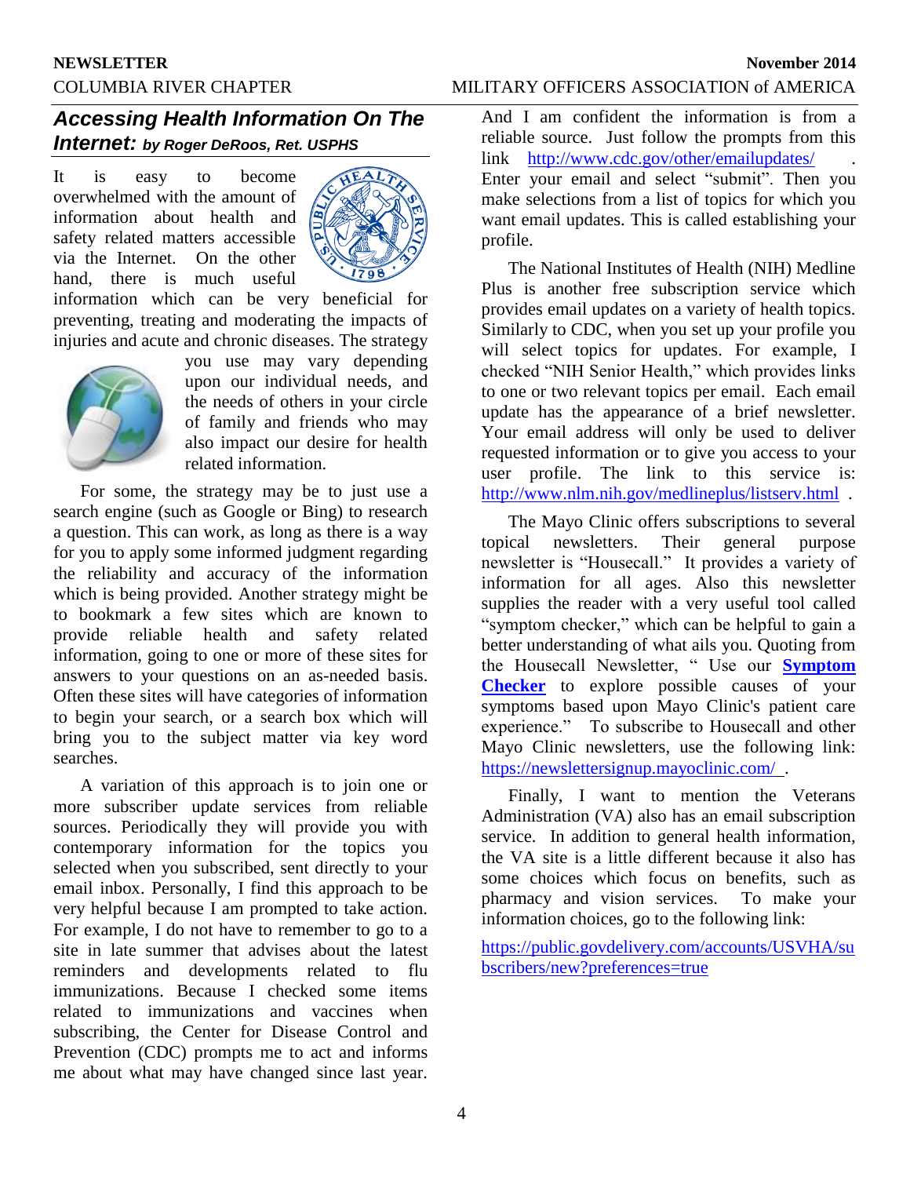## *Accessing Health Information On The Internet: by Roger DeRoos, Ret. USPHS*

It is easy to become overwhelmed with the amount of information about health and safety related matters accessible via the Internet. On the other hand, there is much useful information which can be very beneficial for preventing, treating and moderating the impacts of injuries and acute and chronic diseases. The strategy you use may vary depending upon our individual needs, and the needs of others in your circle of family and friends who may also impact our desire for health related information.

For some, the strategy may be to just use a search engine (such as Google or Bing) to research a question. This can work, as long as there is a way for you to apply some informed judgment regarding the reliability and accuracy of the information which is being provided. Another strategy might be to bookmark a few sites which are known to provide reliable health and safety related information, going to one or more of these sites for answers to your questions on an as-needed basis. Often these sites will have categories of information to begin your search, or a search box which will bring you to the subject matter via key word searches.

A variation of this approach is to join one or more subscriber update services from reliable sources. Periodically they will provide you with contemporary information for the topics you selected when you subscribed, sent directly to your email inbox. Personally, I find this approach to be very helpful because I am prompted to take action. For example, I do not have to remember to go to a site in late summer that advises about the latest reminders and developments related to flu immunizations. Because I checked some items related to immunizations and vaccines when subscribing, the Center for Disease Control and Prevention (CDC) prompts me to act and informs me about what may have changed since last year. And I am confident the information is from a reliable source. Just follow the prompts from this link http://www.cdc.gov/other/emailupdates/ . Enter your email and select "submit". Then you make selections from a list of topics for which you want email updates. This is called establishing your profile.

The National Institutes of Health (NIH) Medline Plus is another free subscription service which provides email updates on a variety of health topics. Similarly to CDC, when you set up your profile you will select topics for updates. For example, I checked "NIH Senior Health," which provides links to one or two relevant topics per email. Each email update has the appearance of a brief newsletter. Your email address will only be used to deliver requested information or to give you access to your user profile. The link to this service is: http://www.nlm.nih.gov/medlineplus/listserv.html .

The Mayo Clinic offers subscriptions to several topical newsletters. Their general purpose newsletter is "Housecall." It provides a variety of information for all ages. Also this newsletter supplies the reader with a very useful tool called "symptom checker," which can be helpful to gain a better understanding of what ails you. Quoting from the Housecall Newsletter, " Use our **Symptom Checker** to explore possible causes of your symptoms based upon Mayo Clinic's patient care experience." To subscribe to Housecall and other Mayo Clinic newsletters, use the following link: https://newslettersignup.mayoclinic.com/ .

Finally, I want to mention the Veterans Administration (VA) also has an email subscription service. In addition to general health information, the VA site is a little different because it also has some choices which focus on benefits, such as pharmacy and vision services. To make your information choices, go to the following link:

https://public.govdelivery.com/accounts/USVHA/subscribers/new?preferences=true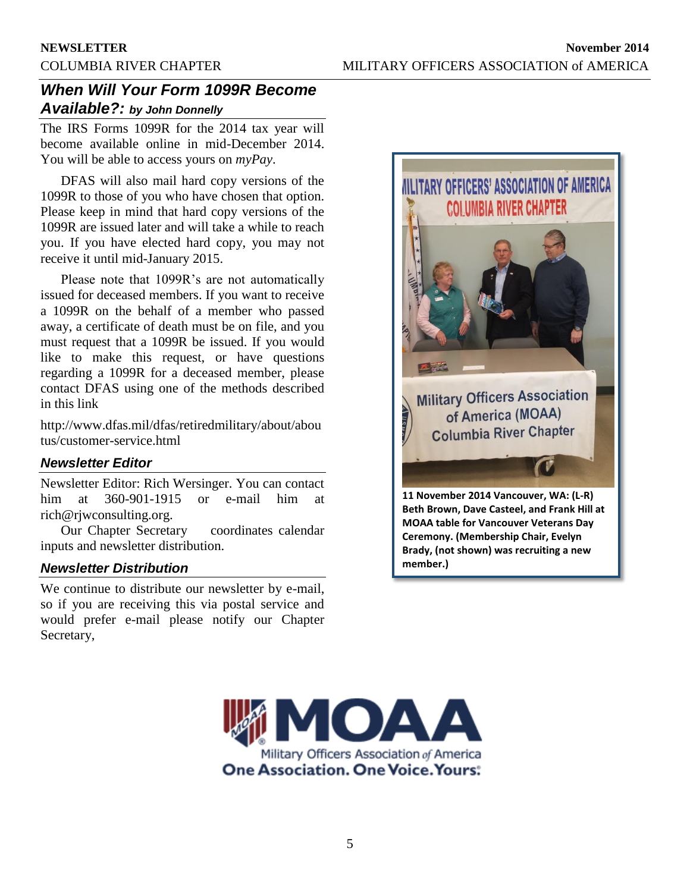## *When Will Your Form 1099R Become Available?: by John Donnelly*

The IRS Forms 1099R for the 2014 tax year will become available online in mid-December 2014. You will be able to access yours on *myPay*.

DFAS will also mail hard copy versions of the 1099R to those of you who have chosen that option. Please keep in mind that hard copy versions of the 1099R are issued later and will take a while to reach you. If you have elected hard copy, you may not receive it until mid-January 2015.

Please note that 1099R's are not automatically issued for deceased members. If you want to receive a 1099R on the behalf of a member who passed away, a certificate of death must be on file, and you must request that a 1099R be issued. If you would like to make this request, or have questions regarding a 1099R for a deceased member, please contact DFAS using one of the methods described in this link

http://www.dfas.mil/dfas/retiredmilitary/about/aboutus/customer-service.html

### *Newsletter Editor*

Newsletter Editor: Rich Wersinger. You can contact him at 360-901-1915 or e-mail him at rich@rjwconsulting.org.

Our Chapter Secretary coordinates calendar inputs and newsletter distribution.

### *Newsletter Distribution*

We continue to distribute our newsletter by e-mail, so if you are receiving this via postal service and would prefer e-mail please notify our Chapter Secretary,

**11 November 2014 Vancouver, WA: (L-R) Beth Brown, Dave Casteel, and Frank Hill at MOAA table for Vancouver Veterans Day Ceremony. (Membership Chair, Evelyn Brady, (not shown) was recruiting a new member.)**

MOAA
Military Officers Association of America
One Association. One Voice. Yours.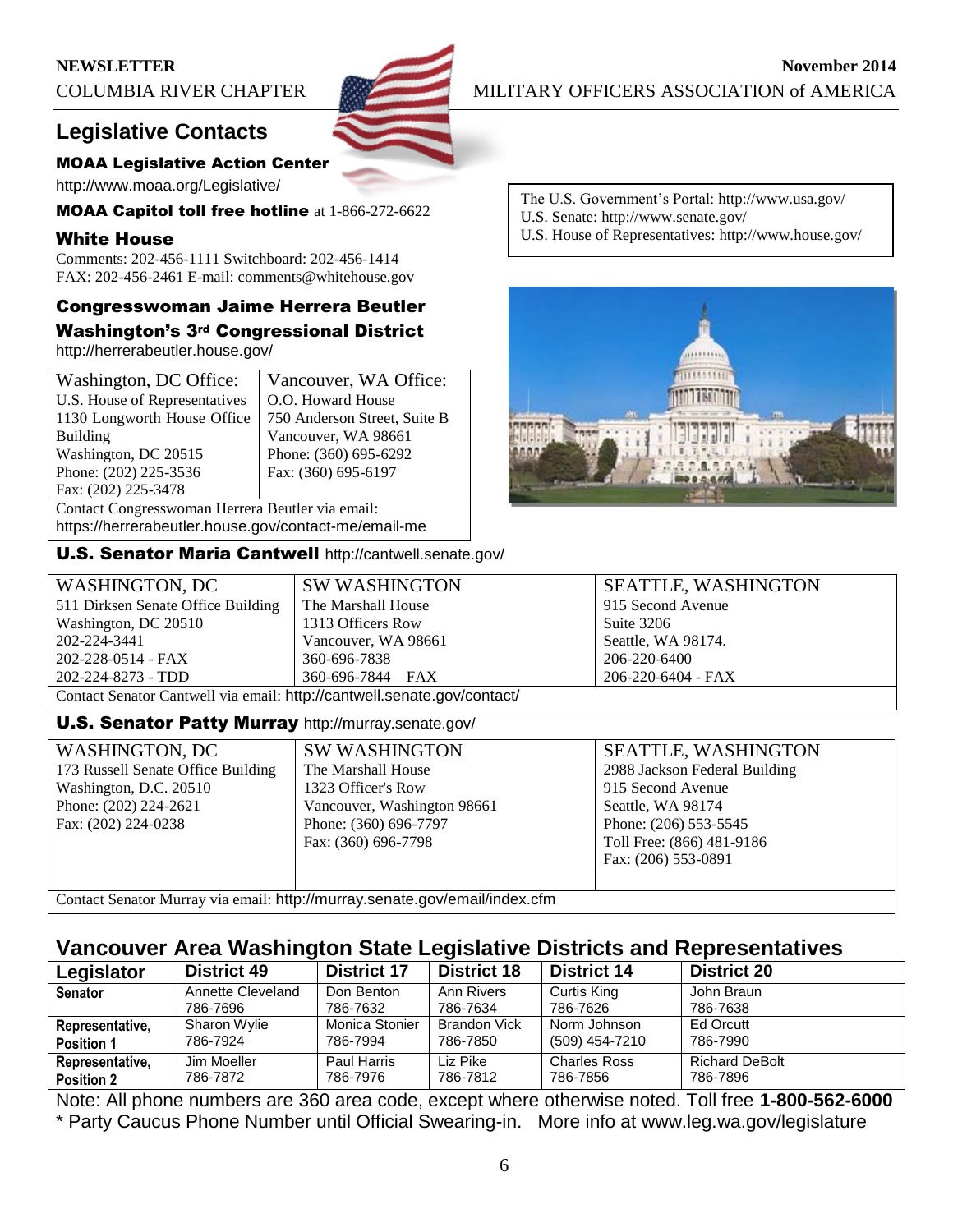## Legislative Contacts

### MOAA Legislative Action Center

http://www.moaa.org/Legislative/

**MOAA Capitol toll free hotline** at 1-866-272-6622

### White House

Comments: 202-456-1111 Switchboard: 202-456-1414
FAX: 202-456-2461 E-mail: comments@whitehouse.gov

The U.S. Government's Portal: http://www.usa.gov/
U.S. Senate: http://www.senate.gov/
U.S. House of Representatives: http://www.house.gov/

### Congresswoman Jaime Herrera Beutler
### Washington's 3rd Congressional District

http://herrerabeutler.house.gov/

| Washington, DC Office: | Vancouver, WA Office: |
|---|---|
| U.S. House of Representatives<br>1130 Longworth House Office Building<br>Washington, DC 20515<br>Phone: (202) 225-3536<br>Fax: (202) 225-3478 | O.O. Howard House<br>750 Anderson Street, Suite B<br>Vancouver, WA 98661<br>Phone: (360) 695-6292<br>Fax: (360) 695-6197 |

Contact Congresswoman Herrera Beutler via email: https://herrerabeutler.house.gov/contact-me/email-me

### U.S. Senator Maria Cantwell http://cantwell.senate.gov/

| WASHINGTON, DC | SW WASHINGTON | SEATTLE, WASHINGTON |
|---|---|---|
| 511 Dirksen Senate Office Building<br>Washington, DC 20510<br>202-224-3441<br>202-228-0514 - FAX<br>202-224-8273 - TDD | The Marshall House<br>1313 Officers Row<br>Vancouver, WA 98661<br>360-696-7838<br>360-696-7844 – FAX | 915 Second Avenue<br>Suite 3206<br>Seattle, WA 98174.<br>206-220-6400<br>206-220-6404 - FAX |

Contact Senator Cantwell via email: http://cantwell.senate.gov/contact/

### U.S. Senator Patty Murray http://murray.senate.gov/

| WASHINGTON, DC | SW WASHINGTON | SEATTLE, WASHINGTON |
|---|---|---|
| 173 Russell Senate Office Building<br>Washington, D.C. 20510<br>Phone: (202) 224-2621<br>Fax: (202) 224-0238 | The Marshall House<br>1323 Officer's Row<br>Vancouver, Washington 98661<br>Phone: (360) 696-7797<br>Fax: (360) 696-7798 | 2988 Jackson Federal Building<br>915 Second Avenue<br>Seattle, WA 98174<br>Phone: (206) 553-5545<br>Toll Free: (866) 481-9186<br>Fax: (206) 553-0891 |

Contact Senator Murray via email: http://murray.senate.gov/email/index.cfm

## Vancouver Area Washington State Legislative Districts and Representatives

| Legislator | District 49 | District 17 | District 18 | District 14 | District 20 |
|---|---|---|---|---|---|
| **Senator** | Annette Cleveland<br>786-7696 | Don Benton<br>786-7632 | Ann Rivers<br>786-7634 | Curtis King<br>786-7626 | John Braun<br>786-7638 |
| **Representative, Position 1** | Sharon Wylie<br>786-7924 | Monica Stonier<br>786-7994 | Brandon Vick<br>786-7850 | Norm Johnson<br>(509) 454-7210 | Ed Orcutt<br>786-7990 |
| **Representative, Position 2** | Jim Moeller<br>786-7872 | Paul Harris<br>786-7976 | Liz Pike<br>786-7812 | Charles Ross<br>786-7856 | Richard DeBolt<br>786-7896 |

Note: All phone numbers are 360 area code, except where otherwise noted. Toll free **1-800-562-6000**
* Party Caucus Phone Number until Official Swearing-in. More info at www.leg.wa.gov/legislature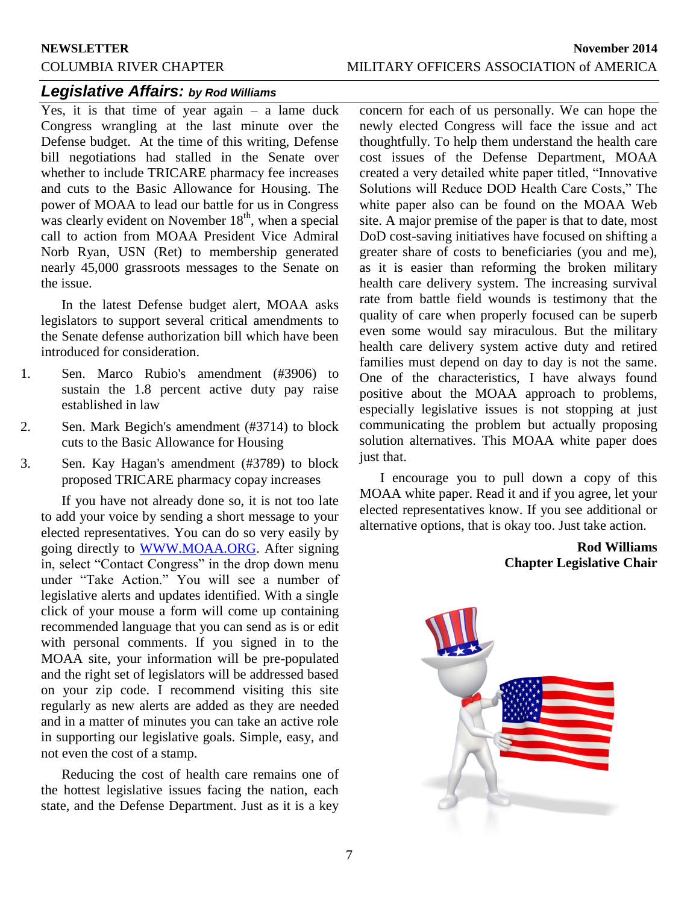## Legislative Affairs: *by Rod Williams*

Yes, it is that time of year again – a lame duck Congress wrangling at the last minute over the Defense budget. At the time of this writing, Defense bill negotiations had stalled in the Senate over whether to include TRICARE pharmacy fee increases and cuts to the Basic Allowance for Housing. The power of MOAA to lead our battle for us in Congress was clearly evident on November 18th, when a special call to action from MOAA President Vice Admiral Norb Ryan, USN (Ret) to membership generated nearly 45,000 grassroots messages to the Senate on the issue.

In the latest Defense budget alert, MOAA asks legislators to support several critical amendments to the Senate defense authorization bill which have been introduced for consideration.

1. Sen. Marco Rubio's amendment (#3906) to sustain the 1.8 percent active duty pay raise established in law
2. Sen. Mark Begich's amendment (#3714) to block cuts to the Basic Allowance for Housing
3. Sen. Kay Hagan's amendment (#3789) to block proposed TRICARE pharmacy copay increases

If you have not already done so, it is not too late to add your voice by sending a short message to your elected representatives. You can do so very easily by going directly to WWW.MOAA.ORG. After signing in, select "Contact Congress" in the drop down menu under "Take Action." You will see a number of legislative alerts and updates identified. With a single click of your mouse a form will come up containing recommended language that you can send as is or edit with personal comments. If you signed in to the MOAA site, your information will be pre-populated and the right set of legislators will be addressed based on your zip code. I recommend visiting this site regularly as new alerts are added as they are needed and in a matter of minutes you can take an active role in supporting our legislative goals. Simple, easy, and not even the cost of a stamp.

Reducing the cost of health care remains one of the hottest legislative issues facing the nation, each state, and the Defense Department. Just as it is a key concern for each of us personally. We can hope the newly elected Congress will face the issue and act thoughtfully. To help them understand the health care cost issues of the Defense Department, MOAA created a very detailed white paper titled, "Innovative Solutions will Reduce DOD Health Care Costs," The white paper also can be found on the MOAA Web site. A major premise of the paper is that to date, most DoD cost-saving initiatives have focused on shifting a greater share of costs to beneficiaries (you and me), as it is easier than reforming the broken military health care delivery system. The increasing survival rate from battle field wounds is testimony that the quality of care when properly focused can be superb even some would say miraculous. But the military health care delivery system active duty and retired families must depend on day to day is not the same. One of the characteristics, I have always found positive about the MOAA approach to problems, especially legislative issues is not stopping at just communicating the problem but actually proposing solution alternatives. This MOAA white paper does just that.

I encourage you to pull down a copy of this MOAA white paper. Read it and if you agree, let your elected representatives know. If you see additional or alternative options, that is okay too. Just take action.

**Rod Williams**
**Chapter Legislative Chair**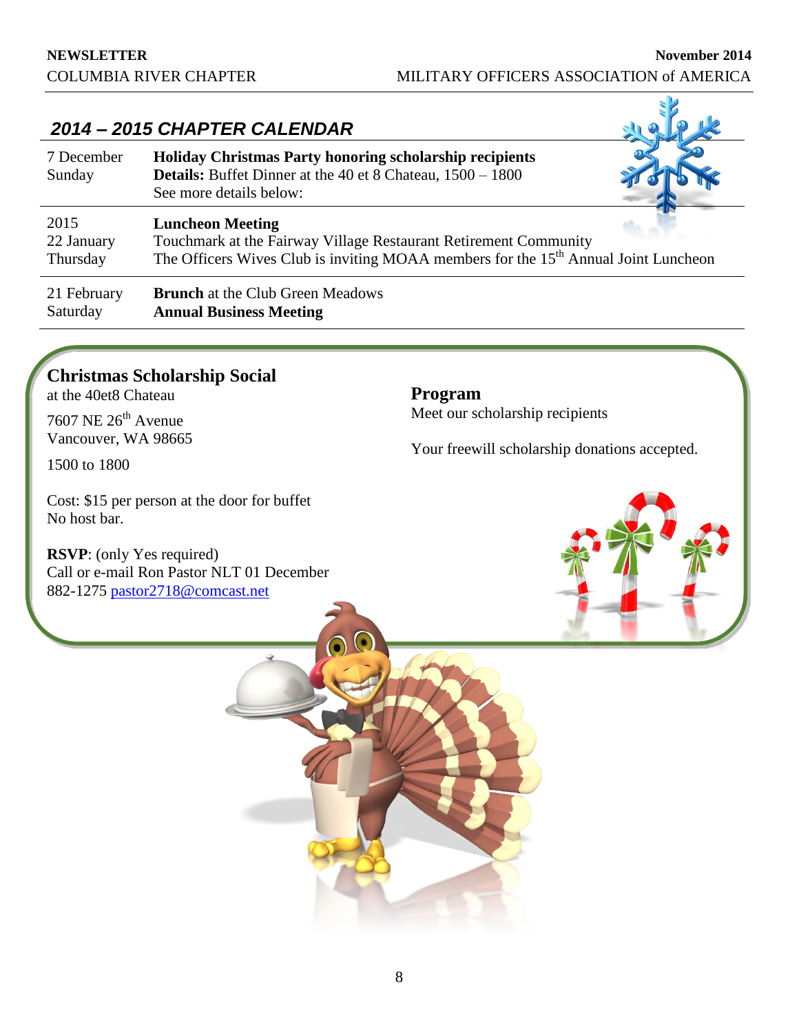## 2014 – 2015 CHAPTER CALENDAR

| | |
|---|---|
| 7 December<br>Sunday | **Holiday Christmas Party honoring scholarship recipients**<br>**Details:** Buffet Dinner at the 40 et 8 Chateau, 1500 – 1800<br>See more details below: |
| 2015<br>22 January<br>Thursday | **Luncheon Meeting**<br>Touchmark at the Fairway Village Restaurant Retirement Community<br>The Officers Wives Club is inviting MOAA members for the 15th Annual Joint Luncheon |
| 21 February<br>Saturday | **Brunch** at the Club Green Meadows<br>**Annual Business Meeting** |

## Christmas Scholarship Social

at the 40et8 Chateau

7607 NE 26th Avenue
Vancouver, WA 98665

1500 to 1800

Cost: $15 per person at the door for buffet
No host bar.

**RSVP**: (only Yes required)
Call or e-mail Ron Pastor NLT 01 December
882-1275 pastor2718@comcast.net

### Program

Meet our scholarship recipients

Your freewill scholarship donations accepted.